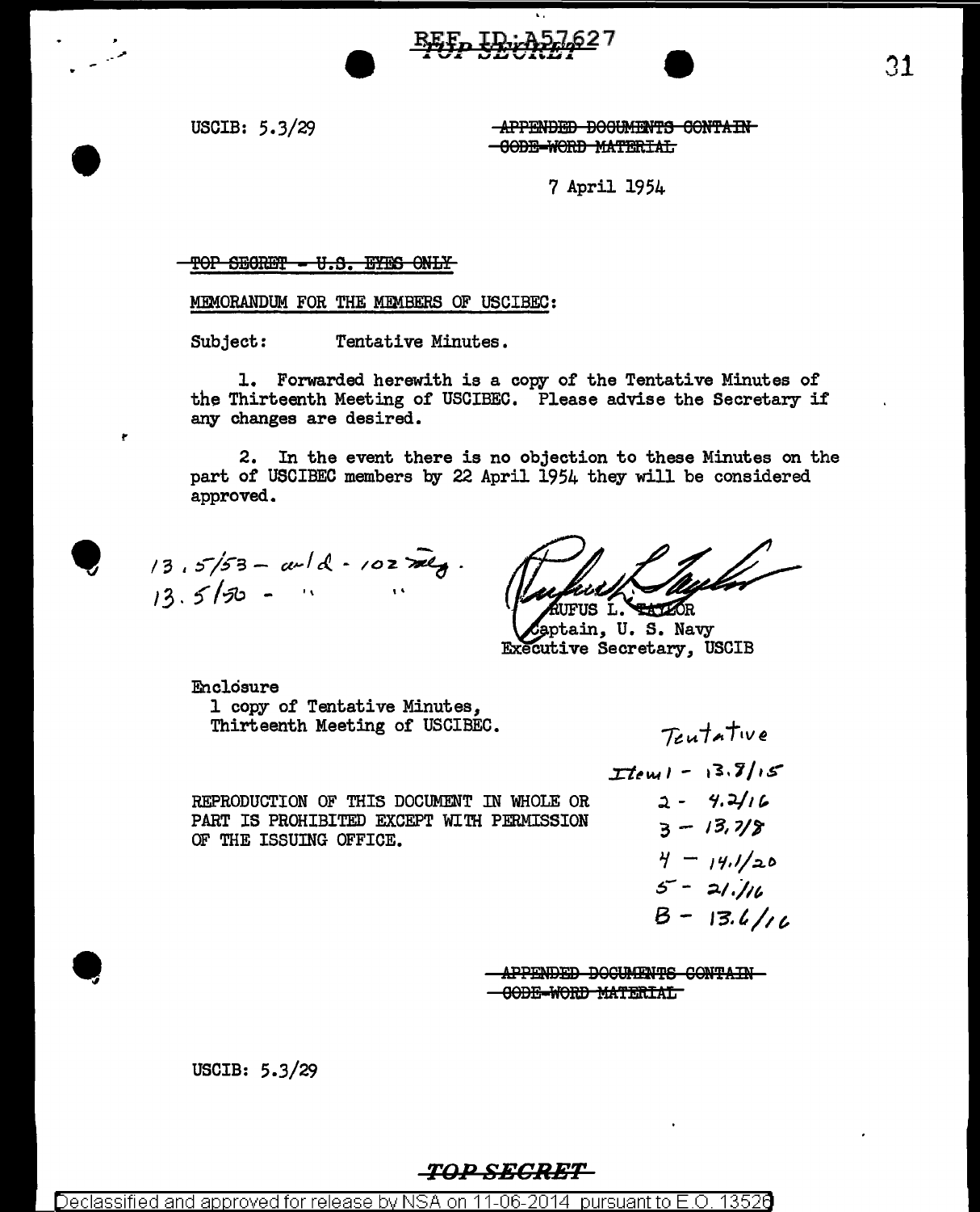REF ID:A57627

TOP SECRET

USCIB: 5.3/29

~~APPENDED DOCUMENTS CONTAIN CODE-WORD MATERIAL~~

7 April 1954

~~TOP SECRET - U.S. EYES ONLY~~

MEMORANDUM FOR THE MEMBERS OF USCIBEC:

Subject: Tentative Minutes.

1. Forwarded herewith is a copy of the Tentative Minutes of the Thirteenth Meeting of USCIBEC. Please advise the Secretary if any changes are desired.

2. In the event there is no objection to these Minutes on the part of USCIBEC members by 22 April 1954 they will be considered approved.

13.5/53 – w/d - 102 mtg.
13.5/50 - " "

RUFUS L. TAYLOR
Captain, U. S. Navy
Executive Secretary, USCIB

Enclosure
1 copy of Tentative Minutes,
Thirteenth Meeting of USCIBEC.

Tentative
Item 1 - 13.8/15
2 - 4.2/16
3 - 13.7/8
4 - 14.1/20
5 - 21./16
B - 13.6/16

REPRODUCTION OF THIS DOCUMENT IN WHOLE OR PART IS PROHIBITED EXCEPT WITH PERMISSION OF THE ISSUING OFFICE.

~~APPENDED DOCUMENTS CONTAIN CODE-WORD MATERIAL~~

USCIB: 5.3/29

~~TOP SECRET~~

Declassified and approved for release by NSA on 11-06-2014 pursuant to E.O. 13526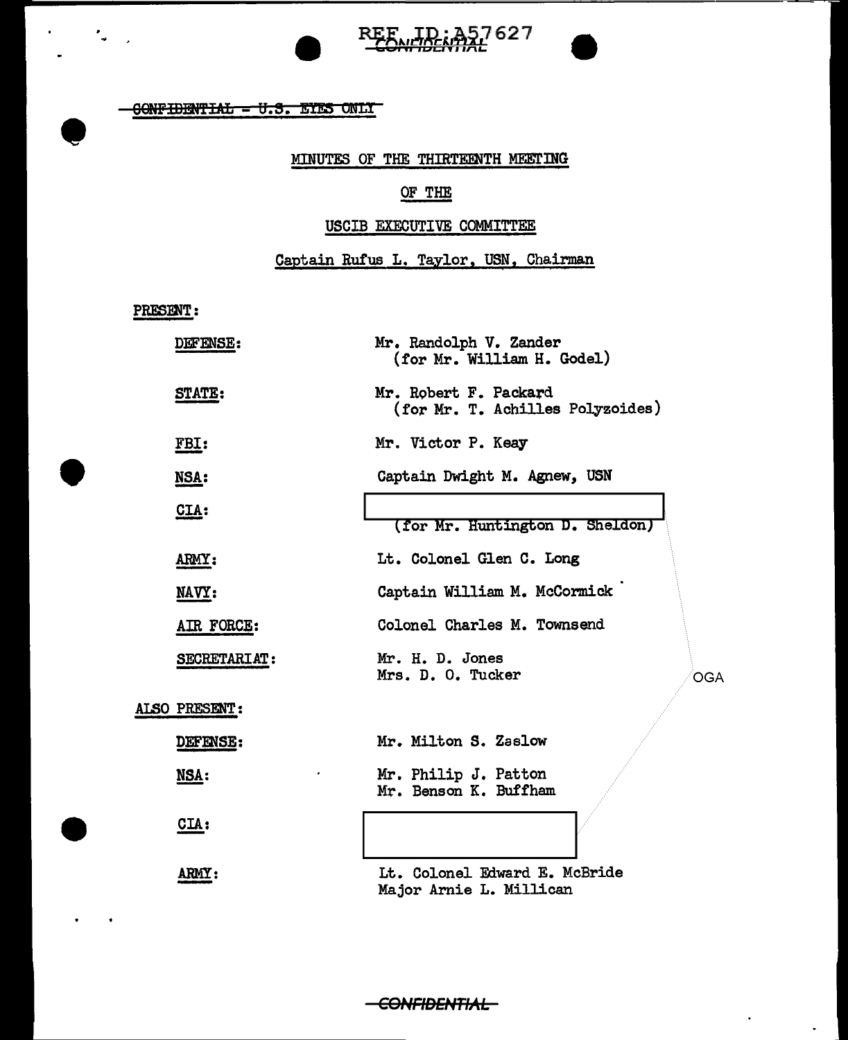REF ID:A57627

CONFIDENTIAL

~~CONFIDENTIAL - U.S. EYES ONLY~~

MINUTES OF THE THIRTEENTH MEETING

OF THE

USCIB EXECUTIVE COMMITTEE

Captain Rufus L. Taylor, USN, Chairman

PRESENT:

| | |
|---|---|
| DEFENSE: | Mr. Randolph V. Zander (for Mr. William H. Godel) |
| STATE: | Mr. Robert F. Packard (for Mr. T. Achilles Polyzoides) |
| FBI: | Mr. Victor P. Keay |
| NSA: | Captain Dwight M. Agnew, USN |
| CIA: | [redacted] (for Mr. Huntington D. Sheldon) |
| ARMY: | Lt. Colonel Glen C. Long |
| NAVY: | Captain William M. McCormick |
| AIR FORCE: | Colonel Charles M. Townsend |
| SECRETARIAT: | Mr. H. D. Jones<br>Mrs. D. O. Tucker |

ALSO PRESENT:

| | |
|---|---|
| DEFENSE: | Mr. Milton S. Zaslow |
| NSA: | Mr. Philip J. Patton<br>Mr. Benson K. Buffham |
| CIA: | [redacted] |
| ARMY: | Lt. Colonel Edward E. McBride<br>Major Arnie L. Millican |

OGA

CONFIDENTIAL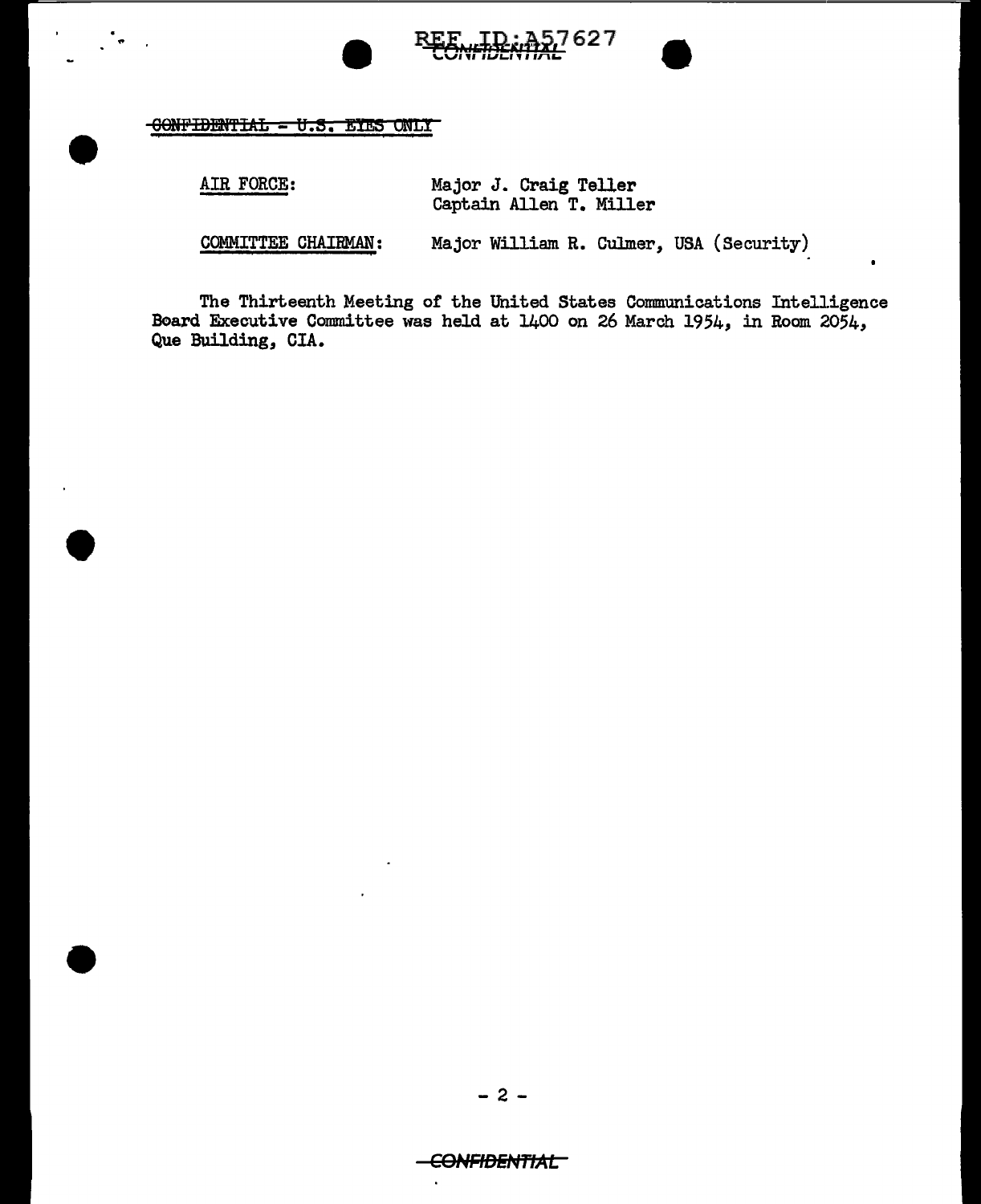~~CONFIDENTIAL - U.S. EYES ONLY~~

| | |
|---|---|
| AIR FORCE: | Major J. Craig Teller<br>Captain Allen T. Miller |
| COMMITTEE CHAIRMAN: | Major William R. Culmer, USA (Security) |

The Thirteenth Meeting of the United States Communications Intelligence Board Executive Committee was held at 1400 on 26 March 1954, in Room 2054, Que Building, CIA.